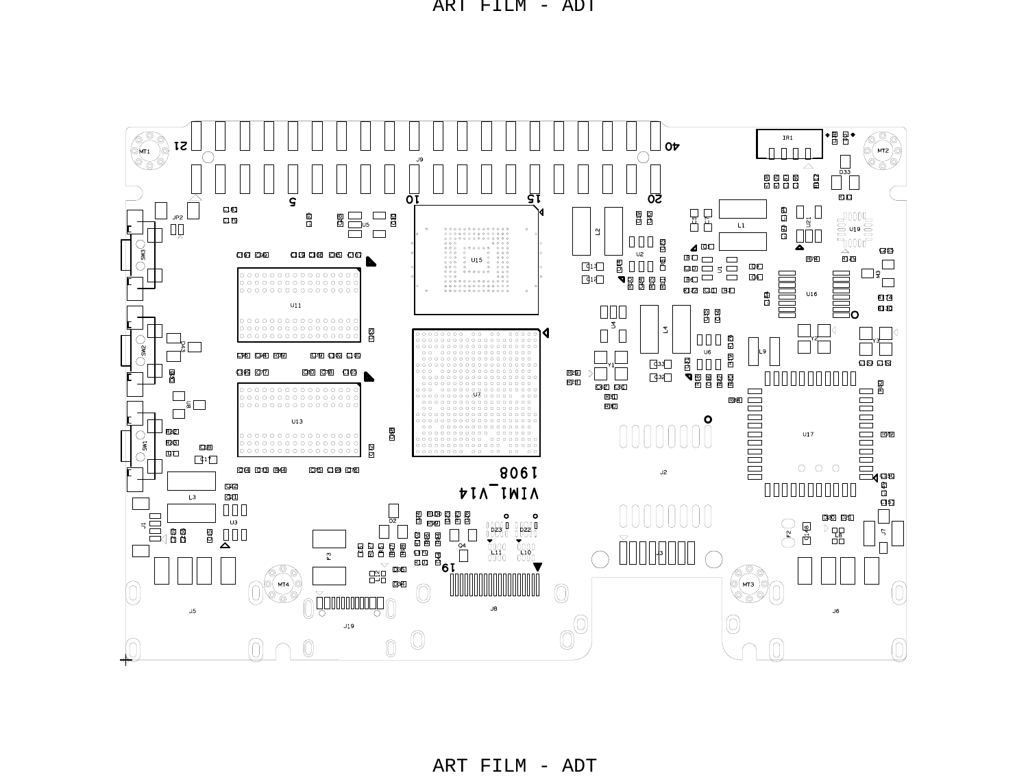ART FILM - ADT

VIM1_V14

1908

ART FILM - ADT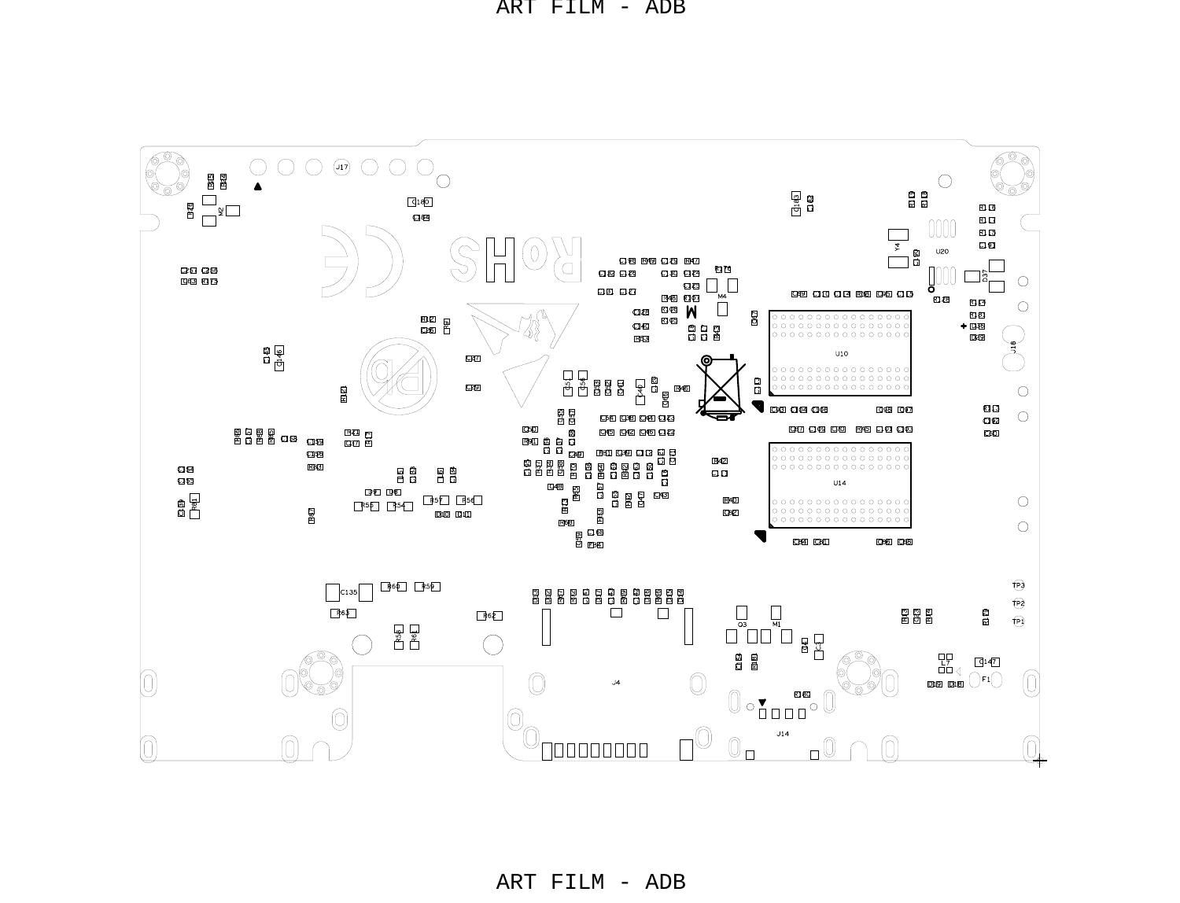ART FILM - ADB

J17

C160

C182

U20

Y4

D37

J18

U10

U14

M4

M2

C146

C135

R60

R59

R63

R62

R57

R58

R55

R54

R81

J4

Q3

M1

J14

C147

L7

F1

TP3

TP2

TP1

ART FILM - ADB